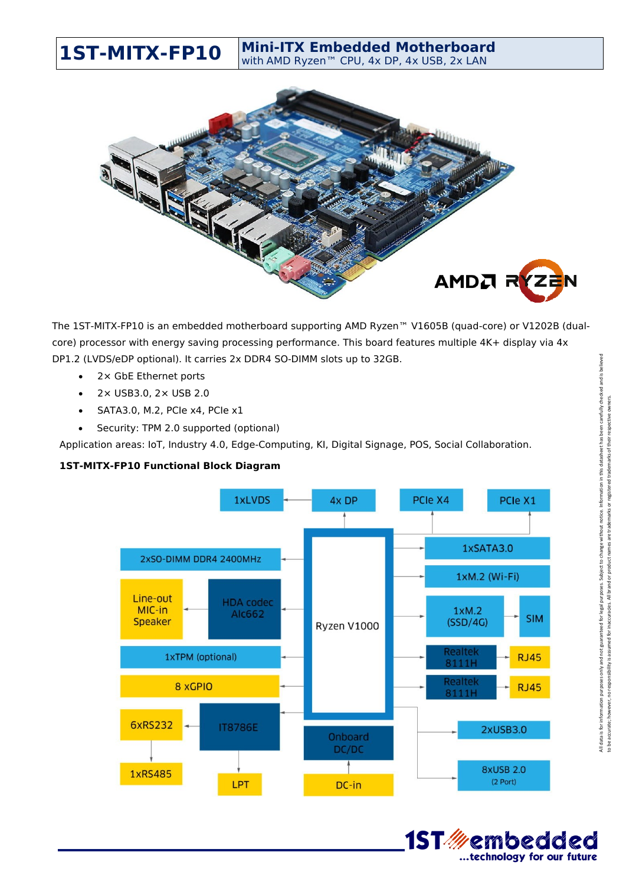# 1ST-MITX-FP10

## Mini-ITX Embedded Motherboard
with AMD Ryzen™ CPU, 4x DP, 4x USB, 2x LAN

The 1ST-MITX-FP10 is an embedded motherboard supporting AMD Ryzen™ V1605B (quad-core) or V1202B (dual-core) processor with energy saving processing performance. This board features multiple 4K+ display via 4x DP1.2 (LVDS/eDP optional). It carries 2x DDR4 SO-DIMM slots up to 32GB.

- 2× GbE Ethernet ports
- 2× USB3.0, 2× USB 2.0
- SATA3.0, M.2, PCIe x4, PCIe x1
- Security: TPM 2.0 supported (optional)

Application areas: IoT, Industry 4.0, Edge-Computing, KI, Digital Signage, POS, Social Collaboration.

**1ST-MITX-FP10 Functional Block Diagram**

1xLVDS · 4x DP · PCIe X4 · PCIe X1 · 2xSO-DIMM DDR4 2400MHz · Line-out MIC-in Speaker · HDA codec Alc662 · 1xTPM (optional) · 8 xGPIO · 6xRS232 · IT8786E · 1xRS485 · LPT · Ryzen V1000 · Onboard DC/DC · DC-in · 1xSATA3.0 · 1xM.2 (Wi-Fi) · 1xM.2 (SSD/4G) · SIM · Realtek 8111H · RJ45 · Realtek 8111H · RJ45 · 2xUSB3.0 · 8xUSB 2.0 (2 Port)

All data is for information purposes only and not guaranteed for legal purposes. Subject to change without notice. Information in this datasheet has been carefully checked and is believed to be accurate; however, no responsibility is assumed for inaccuracies. All brand or product names are trademarks or registered trademarks of their respective owners.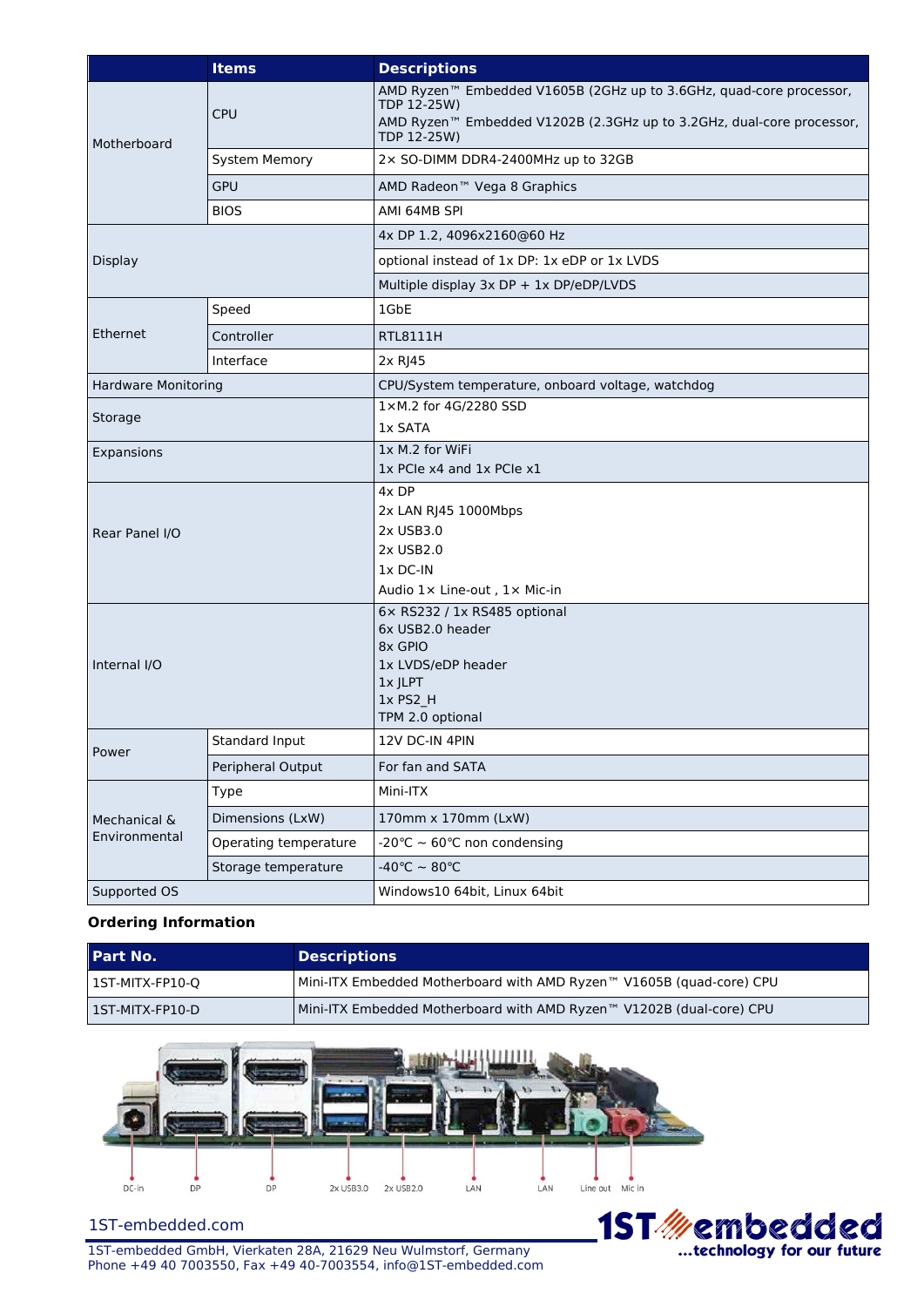| | Items | Descriptions |
|---|---|---|
| Motherboard | CPU | AMD Ryzen™ Embedded V1605B (2GHz up to 3.6GHz, quad-core processor, TDP 12-25W)<br>AMD Ryzen™ Embedded V1202B (2.3GHz up to 3.2GHz, dual-core processor, TDP 12-25W) |
| | System Memory | 2× SO-DIMM DDR4-2400MHz up to 32GB |
| | GPU | AMD Radeon™ Vega 8 Graphics |
| | BIOS | AMI 64MB SPI |
| Display | | 4x DP 1.2, 4096x2160@60 Hz |
| | | optional instead of 1x DP: 1x eDP or 1x LVDS |
| | | Multiple display 3x DP + 1x DP/eDP/LVDS |
| Ethernet | Speed | 1GbE |
| | Controller | RTL8111H |
| | Interface | 2x RJ45 |
| Hardware Monitoring | | CPU/System temperature, onboard voltage, watchdog |
| Storage | | 1×M.2 for 4G/2280 SSD<br>1x SATA |
| Expansions | | 1x M.2 for WiFi<br>1x PCIe x4 and 1x PCIe x1 |
| Rear Panel I/O | | 4x DP<br>2x LAN RJ45 1000Mbps<br>2x USB3.0<br>2x USB2.0<br>1x DC-IN<br>Audio 1× Line-out , 1× Mic-in |
| Internal I/O | | 6× RS232 / 1x RS485 optional<br>6x USB2.0 header<br>8x GPIO<br>1x LVDS/eDP header<br>1x JLPT<br>1x PS2_H<br>TPM 2.0 optional |
| Power | Standard Input | 12V DC-IN 4PIN |
| | Peripheral Output | For fan and SATA |
| Mechanical & Environmental | Type | Mini-ITX |
| | Dimensions (LxW) | 170mm x 170mm (LxW) |
| | Operating temperature | -20℃ ~ 60℃ non condensing |
| | Storage temperature | -40℃ ~ 80℃ |
| Supported OS | | Windows10 64bit, Linux 64bit |

**Ordering Information**

| Part No. | Descriptions |
|---|---|
| 1ST-MITX-FP10-Q | Mini-ITX Embedded Motherboard with AMD Ryzen™ V1605B (quad-core) CPU |
| 1ST-MITX-FP10-D | Mini-ITX Embedded Motherboard with AMD Ryzen™ V1202B (dual-core) CPU |

DC-in DP DP 2x USB3.0 2x USB2.0 LAN LAN Line out Mic in

1ST-embedded.com

1ST-embedded GmbH, Vierkaten 28A, 21629 Neu Wulmstorf, Germany
Phone +49 40 7003550, Fax +49 40-7003554, info@1ST-embedded.com

1ST embedded ...technology for our future